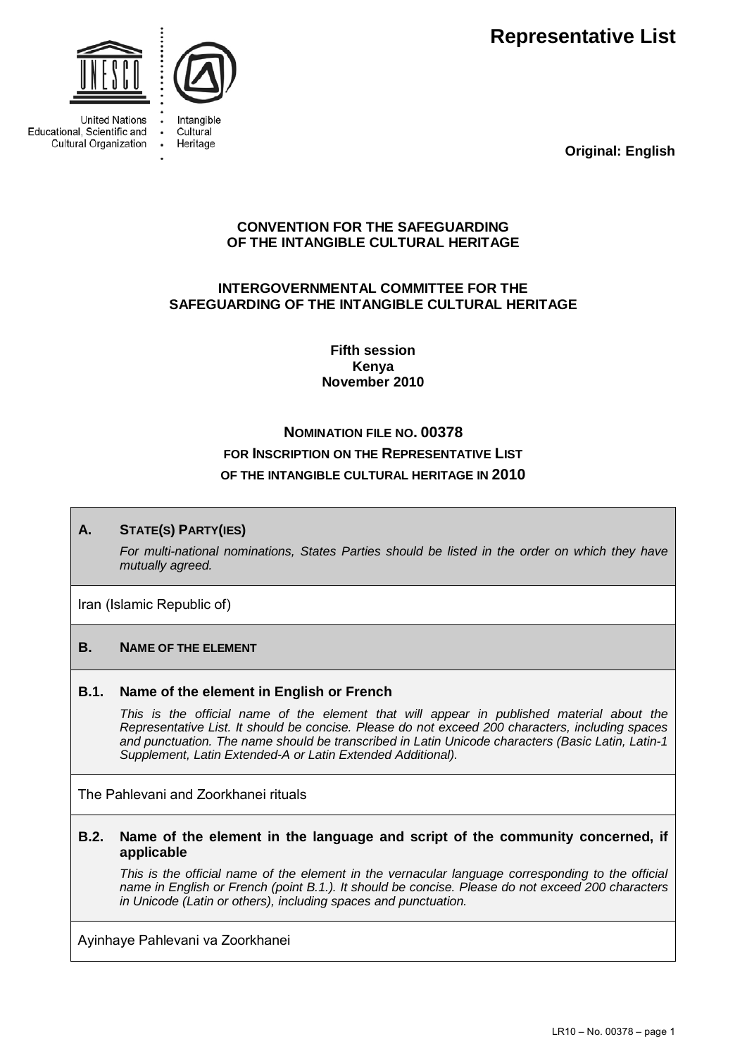**Representative List**

United Nations Educational, Scientific and Cultural Organization

Intangible Cultural Heritage

**Original: English**

**CONVENTION FOR THE SAFEGUARDING OF THE INTANGIBLE CULTURAL HERITAGE**

**INTERGOVERNMENTAL COMMITTEE FOR THE SAFEGUARDING OF THE INTANGIBLE CULTURAL HERITAGE**

**Fifth session**
**Kenya**
**November 2010**

**NOMINATION FILE NO. 00378**
**FOR INSCRIPTION ON THE REPRESENTATIVE LIST**
**OF THE INTANGIBLE CULTURAL HERITAGE IN 2010**

## A. STATE(S) PARTY(IES)

*For multi-national nominations, States Parties should be listed in the order on which they have mutually agreed.*

Iran (Islamic Republic of)

## B. NAME OF THE ELEMENT

### B.1. Name of the element in English or French

*This is the official name of the element that will appear in published material about the Representative List. It should be concise. Please do not exceed 200 characters, including spaces and punctuation. The name should be transcribed in Latin Unicode characters (Basic Latin, Latin-1 Supplement, Latin Extended-A or Latin Extended Additional).*

The Pahlevani and Zoorkhanei rituals

### B.2. Name of the element in the language and script of the community concerned, if applicable

*This is the official name of the element in the vernacular language corresponding to the official name in English or French (point B.1.). It should be concise. Please do not exceed 200 characters in Unicode (Latin or others), including spaces and punctuation.*

Ayinhaye Pahlevani va Zoorkhanei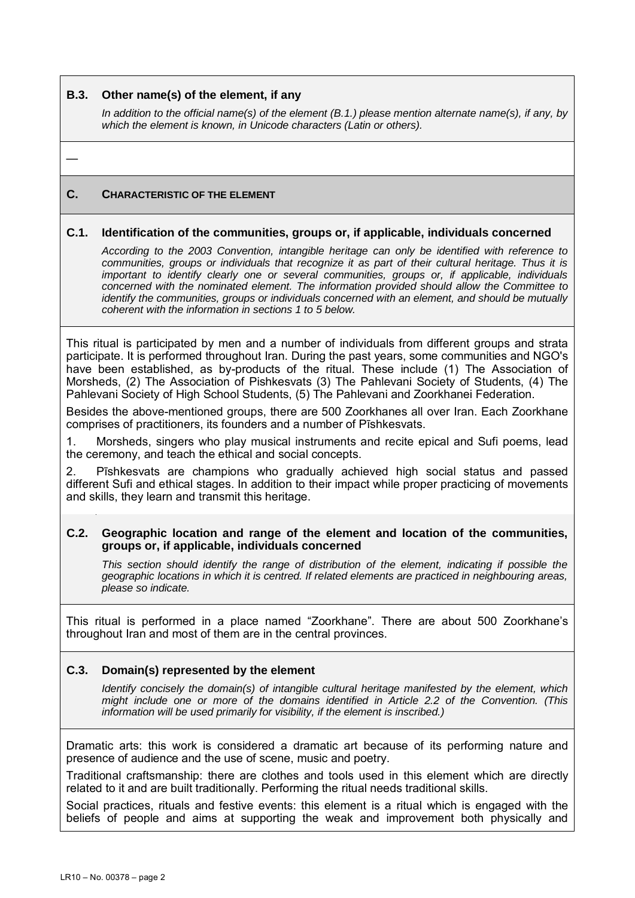### B.3. Other name(s) of the element, if any

*In addition to the official name(s) of the element (B.1.) please mention alternate name(s), if any, by which the element is known, in Unicode characters (Latin or others).*

—

## C. CHARACTERISTIC OF THE ELEMENT

### C.1. Identification of the communities, groups or, if applicable, individuals concerned

*According to the 2003 Convention, intangible heritage can only be identified with reference to communities, groups or individuals that recognize it as part of their cultural heritage. Thus it is important to identify clearly one or several communities, groups or, if applicable, individuals concerned with the nominated element. The information provided should allow the Committee to identify the communities, groups or individuals concerned with an element, and should be mutually coherent with the information in sections 1 to 5 below.*

This ritual is participated by men and a number of individuals from different groups and strata participate. It is performed throughout Iran. During the past years, some communities and NGO's have been established, as by-products of the ritual. These include (1) The Association of Morsheds, (2) The Association of Pishkesvats (3) The Pahlevani Society of Students, (4) The Pahlevani Society of High School Students, (5) The Pahlevani and Zoorkhanei Federation.

Besides the above-mentioned groups, there are 500 Zoorkhanes all over Iran. Each Zoorkhane comprises of practitioners, its founders and a number of Pīshkesvats.

1. Morsheds, singers who play musical instruments and recite epical and Sufi poems, lead the ceremony, and teach the ethical and social concepts.

2. Pīshkesvats are champions who gradually achieved high social status and passed different Sufi and ethical stages. In addition to their impact while proper practicing of movements and skills, they learn and transmit this heritage.

### C.2. Geographic location and range of the element and location of the communities, groups or, if applicable, individuals concerned

*This section should identify the range of distribution of the element, indicating if possible the geographic locations in which it is centred. If related elements are practiced in neighbouring areas, please so indicate.*

This ritual is performed in a place named "Zoorkhane". There are about 500 Zoorkhane's throughout Iran and most of them are in the central provinces.

### C.3. Domain(s) represented by the element

*Identify concisely the domain(s) of intangible cultural heritage manifested by the element, which might include one or more of the domains identified in Article 2.2 of the Convention. (This information will be used primarily for visibility, if the element is inscribed.)*

Dramatic arts: this work is considered a dramatic art because of its performing nature and presence of audience and the use of scene, music and poetry.

Traditional craftsmanship: there are clothes and tools used in this element which are directly related to it and are built traditionally. Performing the ritual needs traditional skills.

Social practices, rituals and festive events: this element is a ritual which is engaged with the beliefs of people and aims at supporting the weak and improvement both physically and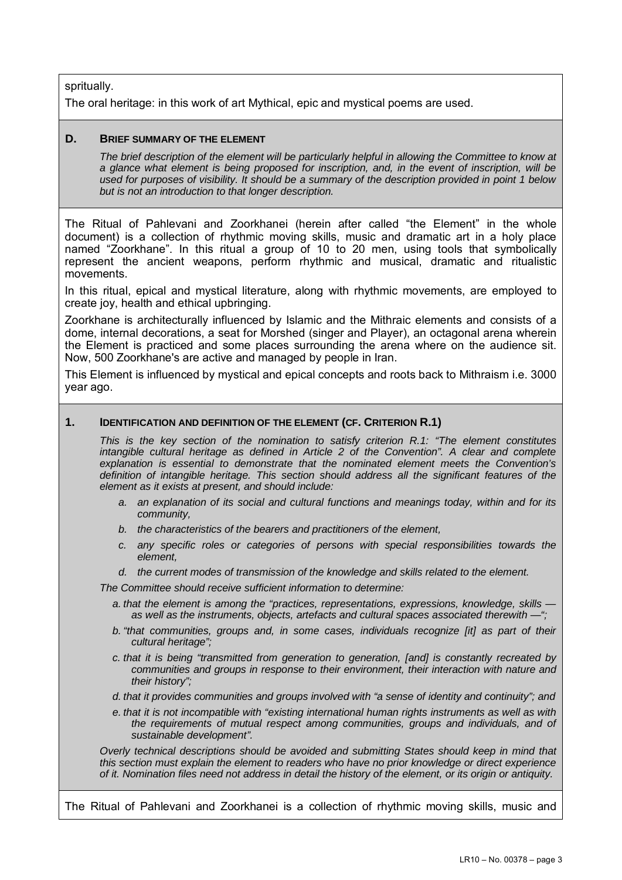spritually.

The oral heritage: in this work of art Mythical, epic and mystical poems are used.

## D. BRIEF SUMMARY OF THE ELEMENT

*The brief description of the element will be particularly helpful in allowing the Committee to know at a glance what element is being proposed for inscription, and, in the event of inscription, will be used for purposes of visibility. It should be a summary of the description provided in point 1 below but is not an introduction to that longer description.*

The Ritual of Pahlevani and Zoorkhanei (herein after called "the Element" in the whole document) is a collection of rhythmic moving skills, music and dramatic art in a holy place named "Zoorkhane". In this ritual a group of 10 to 20 men, using tools that symbolically represent the ancient weapons, perform rhythmic and musical, dramatic and ritualistic movements.

In this ritual, epical and mystical literature, along with rhythmic movements, are employed to create joy, health and ethical upbringing.

Zoorkhane is architecturally influenced by Islamic and the Mithraic elements and consists of a dome, internal decorations, a seat for Morshed (singer and Player), an octagonal arena wherein the Element is practiced and some places surrounding the arena where on the audience sit. Now, 500 Zoorkhane's are active and managed by people in Iran.

This Element is influenced by mystical and epical concepts and roots back to Mithraism i.e. 3000 year ago.

## 1. IDENTIFICATION AND DEFINITION OF THE ELEMENT (CF. CRITERION R.1)

*This is the key section of the nomination to satisfy criterion R.1: "The element constitutes intangible cultural heritage as defined in Article 2 of the Convention". A clear and complete explanation is essential to demonstrate that the nominated element meets the Convention's definition of intangible heritage. This section should address all the significant features of the element as it exists at present, and should include:*

*a. an explanation of its social and cultural functions and meanings today, within and for its community,*

*b. the characteristics of the bearers and practitioners of the element,*

*c. any specific roles or categories of persons with special responsibilities towards the element,*

*d. the current modes of transmission of the knowledge and skills related to the element.*

*The Committee should receive sufficient information to determine:*

*a. that the element is among the "practices, representations, expressions, knowledge, skills — as well as the instruments, objects, artefacts and cultural spaces associated therewith —";*

*b. "that communities, groups and, in some cases, individuals recognize [it] as part of their cultural heritage";*

*c. that it is being "transmitted from generation to generation, [and] is constantly recreated by communities and groups in response to their environment, their interaction with nature and their history";*

*d. that it provides communities and groups involved with "a sense of identity and continuity"; and*

*e. that it is not incompatible with "existing international human rights instruments as well as with the requirements of mutual respect among communities, groups and individuals, and of sustainable development".*

*Overly technical descriptions should be avoided and submitting States should keep in mind that this section must explain the element to readers who have no prior knowledge or direct experience of it. Nomination files need not address in detail the history of the element, or its origin or antiquity.*

The Ritual of Pahlevani and Zoorkhanei is a collection of rhythmic moving skills, music and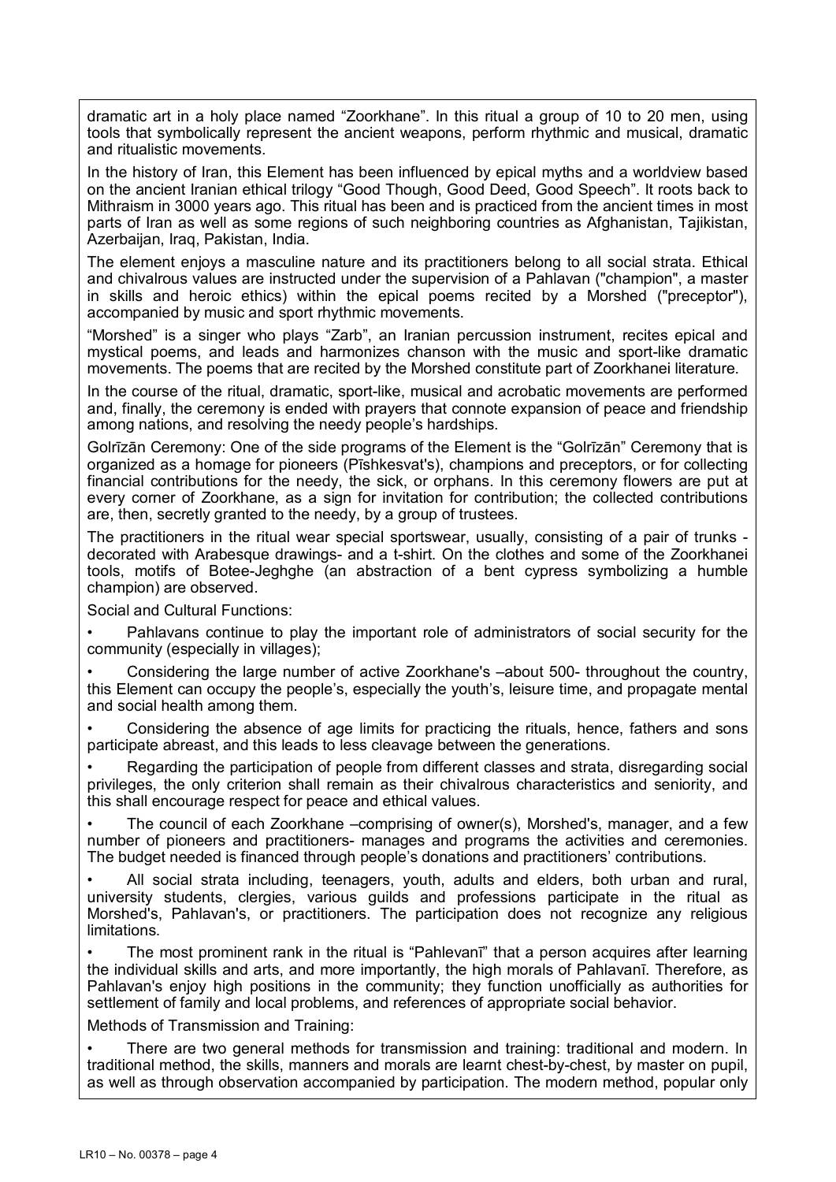dramatic art in a holy place named “Zoorkhane”. In this ritual a group of 10 to 20 men, using tools that symbolically represent the ancient weapons, perform rhythmic and musical, dramatic and ritualistic movements.

In the history of Iran, this Element has been influenced by epical myths and a worldview based on the ancient Iranian ethical trilogy “Good Though, Good Deed, Good Speech”. It roots back to Mithraism in 3000 years ago. This ritual has been and is practiced from the ancient times in most parts of Iran as well as some regions of such neighboring countries as Afghanistan, Tajikistan, Azerbaijan, Iraq, Pakistan, India.

The element enjoys a masculine nature and its practitioners belong to all social strata. Ethical and chivalrous values are instructed under the supervision of a Pahlavan ("champion", a master in skills and heroic ethics) within the epical poems recited by a Morshed ("preceptor"), accompanied by music and sport rhythmic movements.

“Morshed” is a singer who plays “Zarb”, an Iranian percussion instrument, recites epical and mystical poems, and leads and harmonizes chanson with the music and sport-like dramatic movements. The poems that are recited by the Morshed constitute part of Zoorkhanei literature.

In the course of the ritual, dramatic, sport-like, musical and acrobatic movements are performed and, finally, the ceremony is ended with prayers that connote expansion of peace and friendship among nations, and resolving the needy people’s hardships.

Golrīzān Ceremony: One of the side programs of the Element is the “Golrīzān” Ceremony that is organized as a homage for pioneers (Pīshkesvat's), champions and preceptors, or for collecting financial contributions for the needy, the sick, or orphans. In this ceremony flowers are put at every corner of Zoorkhane, as a sign for invitation for contribution; the collected contributions are, then, secretly granted to the needy, by a group of trustees.

The practitioners in the ritual wear special sportswear, usually, consisting of a pair of trunks - decorated with Arabesque drawings- and a t-shirt. On the clothes and some of the Zoorkhanei tools, motifs of Botee-Jeghghe (an abstraction of a bent cypress symbolizing a humble champion) are observed.

Social and Cultural Functions:

- Pahlavans continue to play the important role of administrators of social security for the community (especially in villages);
- Considering the large number of active Zoorkhane's –about 500- throughout the country, this Element can occupy the people’s, especially the youth’s, leisure time, and propagate mental and social health among them.
- Considering the absence of age limits for practicing the rituals, hence, fathers and sons participate abreast, and this leads to less cleavage between the generations.
- Regarding the participation of people from different classes and strata, disregarding social privileges, the only criterion shall remain as their chivalrous characteristics and seniority, and this shall encourage respect for peace and ethical values.
- The council of each Zoorkhane –comprising of owner(s), Morshed's, manager, and a few number of pioneers and practitioners- manages and programs the activities and ceremonies. The budget needed is financed through people’s donations and practitioners’ contributions.
- All social strata including, teenagers, youth, adults and elders, both urban and rural, university students, clergies, various guilds and professions participate in the ritual as Morshed's, Pahlavan's, or practitioners. The participation does not recognize any religious limitations.
- The most prominent rank in the ritual is “Pahlevanī” that a person acquires after learning the individual skills and arts, and more importantly, the high morals of Pahlavanī. Therefore, as Pahlavan's enjoy high positions in the community; they function unofficially as authorities for settlement of family and local problems, and references of appropriate social behavior.

Methods of Transmission and Training:

- There are two general methods for transmission and training: traditional and modern. In traditional method, the skills, manners and morals are learnt chest-by-chest, by master on pupil, as well as through observation accompanied by participation. The modern method, popular only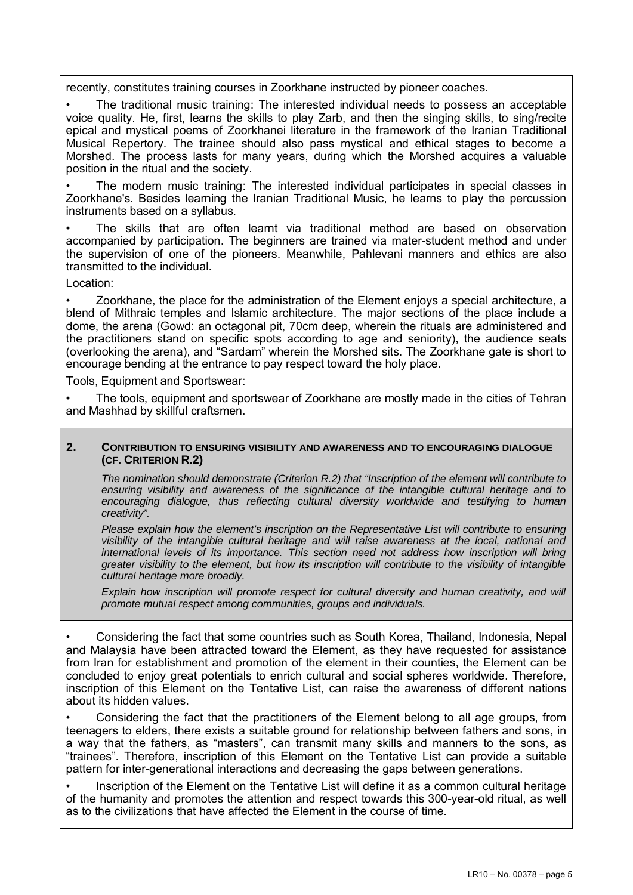recently, constitutes training courses in Zoorkhane instructed by pioneer coaches.

- The traditional music training: The interested individual needs to possess an acceptable voice quality. He, first, learns the skills to play Zarb, and then the singing skills, to sing/recite epical and mystical poems of Zoorkhanei literature in the framework of the Iranian Traditional Musical Repertory. The trainee should also pass mystical and ethical stages to become a Morshed. The process lasts for many years, during which the Morshed acquires a valuable position in the ritual and the society.
- The modern music training: The interested individual participates in special classes in Zoorkhane's. Besides learning the Iranian Traditional Music, he learns to play the percussion instruments based on a syllabus.
- The skills that are often learnt via traditional method are based on observation accompanied by participation. The beginners are trained via mater-student method and under the supervision of one of the pioneers. Meanwhile, Pahlevani manners and ethics are also transmitted to the individual.

Location:

- Zoorkhane, the place for the administration of the Element enjoys a special architecture, a blend of Mithraic temples and Islamic architecture. The major sections of the place include a dome, the arena (Gowd: an octagonal pit, 70cm deep, wherein the rituals are administered and the practitioners stand on specific spots according to age and seniority), the audience seats (overlooking the arena), and "Sardam" wherein the Morshed sits. The Zoorkhane gate is short to encourage bending at the entrance to pay respect toward the holy place.

Tools, Equipment and Sportswear:

- The tools, equipment and sportswear of Zoorkhane are mostly made in the cities of Tehran and Mashhad by skillful craftsmen.

## 2. CONTRIBUTION TO ENSURING VISIBILITY AND AWARENESS AND TO ENCOURAGING DIALOGUE (CF. CRITERION R.2)

*The nomination should demonstrate (Criterion R.2) that "Inscription of the element will contribute to ensuring visibility and awareness of the significance of the intangible cultural heritage and to encouraging dialogue, thus reflecting cultural diversity worldwide and testifying to human creativity".*

*Please explain how the element's inscription on the Representative List will contribute to ensuring visibility of the intangible cultural heritage and will raise awareness at the local, national and international levels of its importance. This section need not address how inscription will bring greater visibility to the element, but how its inscription will contribute to the visibility of intangible cultural heritage more broadly.*

*Explain how inscription will promote respect for cultural diversity and human creativity, and will promote mutual respect among communities, groups and individuals.*

- Considering the fact that some countries such as South Korea, Thailand, Indonesia, Nepal and Malaysia have been attracted toward the Element, as they have requested for assistance from Iran for establishment and promotion of the element in their counties, the Element can be concluded to enjoy great potentials to enrich cultural and social spheres worldwide. Therefore, inscription of this Element on the Tentative List, can raise the awareness of different nations about its hidden values.
- Considering the fact that the practitioners of the Element belong to all age groups, from teenagers to elders, there exists a suitable ground for relationship between fathers and sons, in a way that the fathers, as "masters", can transmit many skills and manners to the sons, as "trainees". Therefore, inscription of this Element on the Tentative List can provide a suitable pattern for inter-generational interactions and decreasing the gaps between generations.
- Inscription of the Element on the Tentative List will define it as a common cultural heritage of the humanity and promotes the attention and respect towards this 300-year-old ritual, as well as to the civilizations that have affected the Element in the course of time.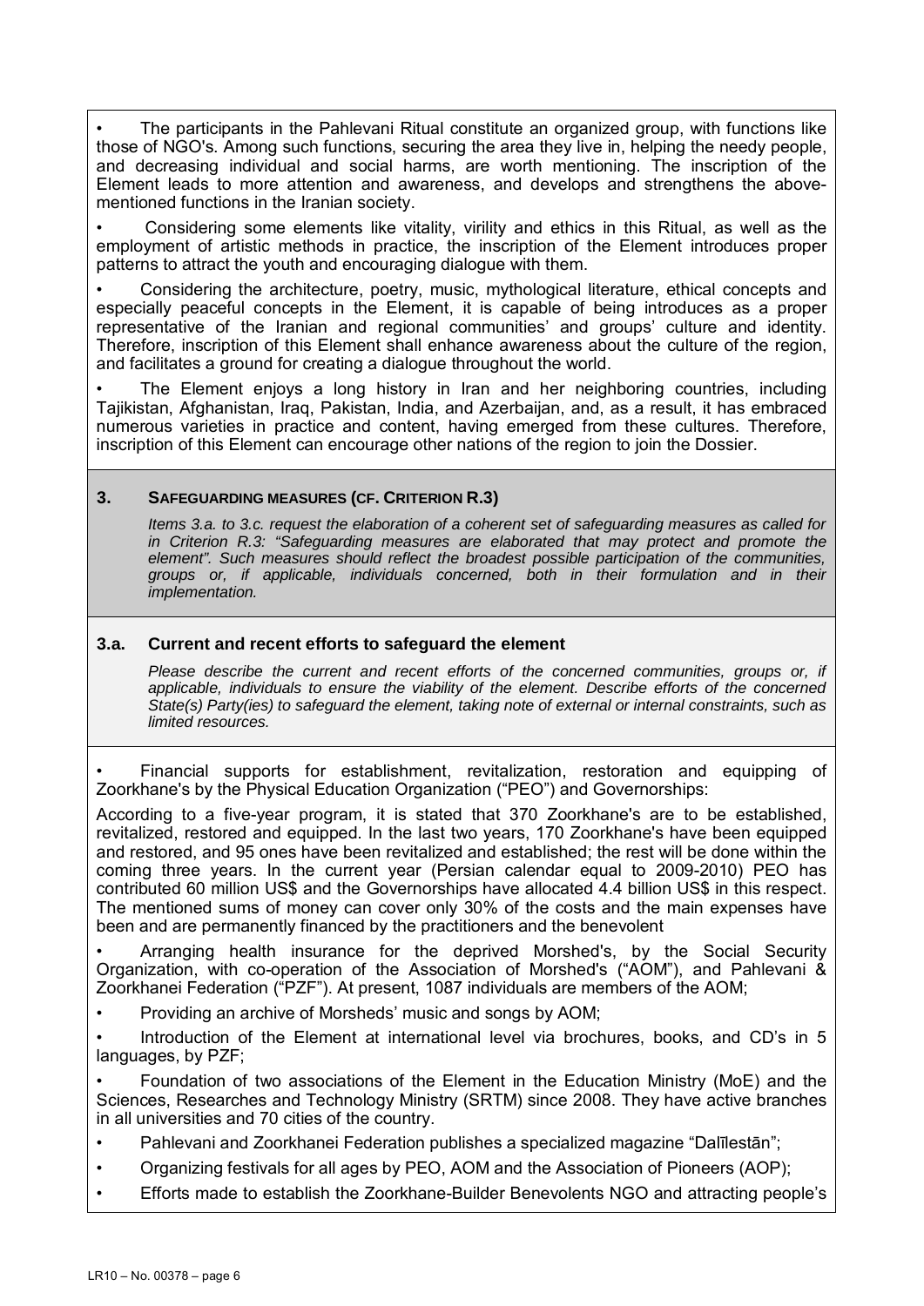- The participants in the Pahlevani Ritual constitute an organized group, with functions like those of NGO's. Among such functions, securing the area they live in, helping the needy people, and decreasing individual and social harms, are worth mentioning. The inscription of the Element leads to more attention and awareness, and develops and strengthens the above-mentioned functions in the Iranian society.
- Considering some elements like vitality, virility and ethics in this Ritual, as well as the employment of artistic methods in practice, the inscription of the Element introduces proper patterns to attract the youth and encouraging dialogue with them.
- Considering the architecture, poetry, music, mythological literature, ethical concepts and especially peaceful concepts in the Element, it is capable of being introduces as a proper representative of the Iranian and regional communities' and groups' culture and identity. Therefore, inscription of this Element shall enhance awareness about the culture of the region, and facilitates a ground for creating a dialogue throughout the world.
- The Element enjoys a long history in Iran and her neighboring countries, including Tajikistan, Afghanistan, Iraq, Pakistan, India, and Azerbaijan, and, as a result, it has embraced numerous varieties in practice and content, having emerged from these cultures. Therefore, inscription of this Element can encourage other nations of the region to join the Dossier.

## 3. SAFEGUARDING MEASURES (CF. CRITERION R.3)

*Items 3.a. to 3.c. request the elaboration of a coherent set of safeguarding measures as called for in Criterion R.3: "Safeguarding measures are elaborated that may protect and promote the element". Such measures should reflect the broadest possible participation of the communities, groups or, if applicable, individuals concerned, both in their formulation and in their implementation.*

### 3.a. Current and recent efforts to safeguard the element

*Please describe the current and recent efforts of the concerned communities, groups or, if applicable, individuals to ensure the viability of the element. Describe efforts of the concerned State(s) Party(ies) to safeguard the element, taking note of external or internal constraints, such as limited resources.*

- Financial supports for establishment, revitalization, restoration and equipping of Zoorkhane's by the Physical Education Organization ("PEO") and Governorships:

According to a five-year program, it is stated that 370 Zoorkhane's are to be established, revitalized, restored and equipped. In the last two years, 170 Zoorkhane's have been equipped and restored, and 95 ones have been revitalized and established; the rest will be done within the coming three years. In the current year (Persian calendar equal to 2009-2010) PEO has contributed 60 million US$ and the Governorships have allocated 4.4 billion US$ in this respect. The mentioned sums of money can cover only 30% of the costs and the main expenses have been and are permanently financed by the practitioners and the benevolent

- Arranging health insurance for the deprived Morshed's, by the Social Security Organization, with co-operation of the Association of Morshed's ("AOM"), and Pahlevani & Zoorkhanei Federation ("PZF"). At present, 1087 individuals are members of the AOM;
- Providing an archive of Morsheds' music and songs by AOM;
- Introduction of the Element at international level via brochures, books, and CD's in 5 languages, by PZF;
- Foundation of two associations of the Element in the Education Ministry (MoE) and the Sciences, Researches and Technology Ministry (SRTM) since 2008. They have active branches in all universities and 70 cities of the country.
- Pahlevani and Zoorkhanei Federation publishes a specialized magazine "Dalīlestān";
- Organizing festivals for all ages by PEO, AOM and the Association of Pioneers (AOP);
- Efforts made to establish the Zoorkhane-Builder Benevolents NGO and attracting people's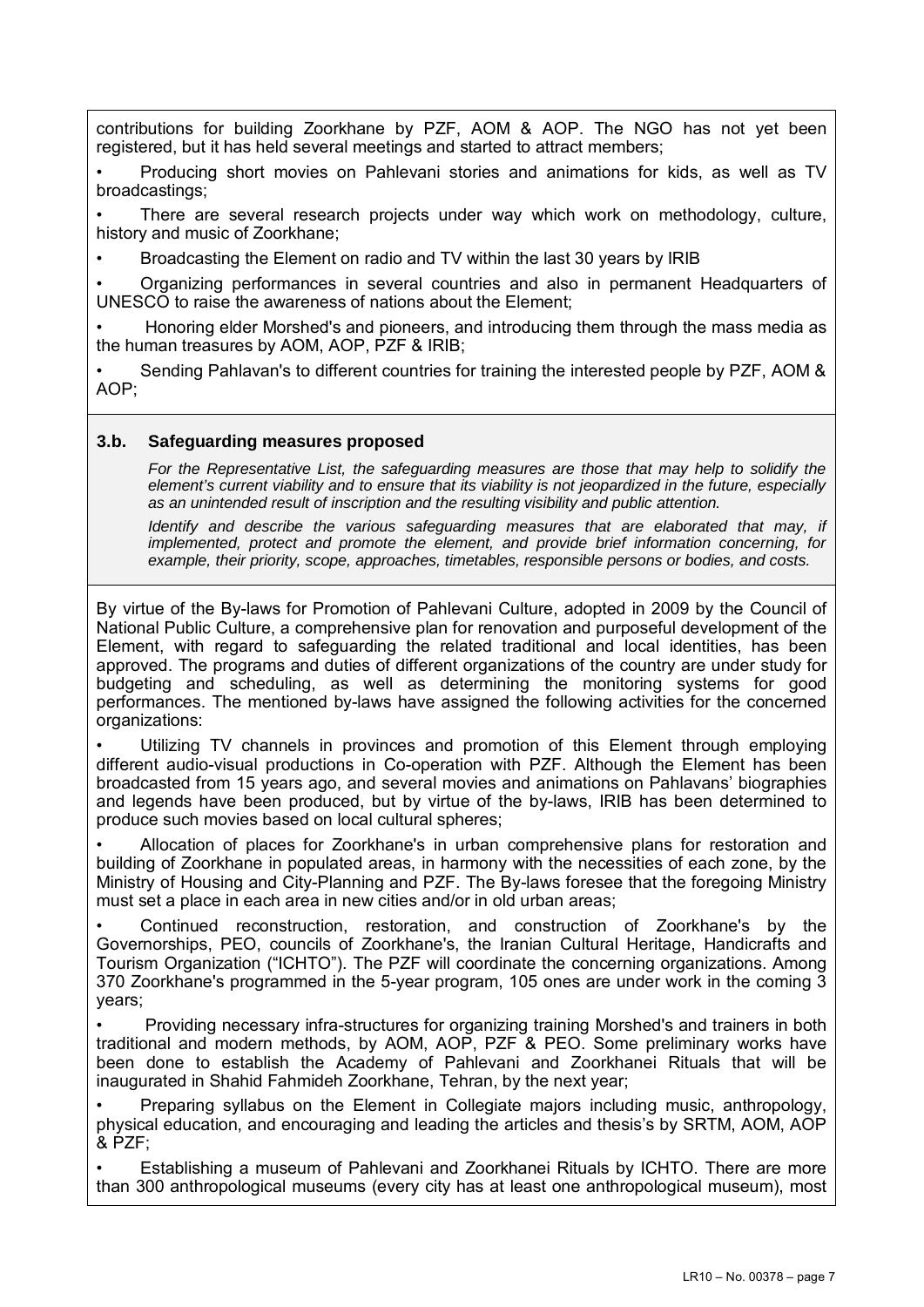contributions for building Zoorkhane by PZF, AOM & AOP. The NGO has not yet been registered, but it has held several meetings and started to attract members;

- Producing short movies on Pahlevani stories and animations for kids, as well as TV broadcastings;
- There are several research projects under way which work on methodology, culture, history and music of Zoorkhane;
- Broadcasting the Element on radio and TV within the last 30 years by IRIB
- Organizing performances in several countries and also in permanent Headquarters of UNESCO to raise the awareness of nations about the Element;
- Honoring elder Morshed's and pioneers, and introducing them through the mass media as the human treasures by AOM, AOP, PZF & IRIB;
- Sending Pahlavan's to different countries for training the interested people by PZF, AOM & AOP;

### 3.b. Safeguarding measures proposed

*For the Representative List, the safeguarding measures are those that may help to solidify the element's current viability and to ensure that its viability is not jeopardized in the future, especially as an unintended result of inscription and the resulting visibility and public attention.*

*Identify and describe the various safeguarding measures that are elaborated that may, if implemented, protect and promote the element, and provide brief information concerning, for example, their priority, scope, approaches, timetables, responsible persons or bodies, and costs.*

By virtue of the By-laws for Promotion of Pahlevani Culture, adopted in 2009 by the Council of National Public Culture, a comprehensive plan for renovation and purposeful development of the Element, with regard to safeguarding the related traditional and local identities, has been approved. The programs and duties of different organizations of the country are under study for budgeting and scheduling, as well as determining the monitoring systems for good performances. The mentioned by-laws have assigned the following activities for the concerned organizations:

- Utilizing TV channels in provinces and promotion of this Element through employing different audio-visual productions in Co-operation with PZF. Although the Element has been broadcasted from 15 years ago, and several movies and animations on Pahlavans' biographies and legends have been produced, but by virtue of the by-laws, IRIB has been determined to produce such movies based on local cultural spheres;
- Allocation of places for Zoorkhane's in urban comprehensive plans for restoration and building of Zoorkhane in populated areas, in harmony with the necessities of each zone, by the Ministry of Housing and City-Planning and PZF. The By-laws foresee that the foregoing Ministry must set a place in each area in new cities and/or in old urban areas;
- Continued reconstruction, restoration, and construction of Zoorkhane's by the Governorships, PEO, councils of Zoorkhane's, the Iranian Cultural Heritage, Handicrafts and Tourism Organization ("ICHTO"). The PZF will coordinate the concerning organizations. Among 370 Zoorkhane's programmed in the 5-year program, 105 ones are under work in the coming 3 years;
- Providing necessary infra-structures for organizing training Morshed's and trainers in both traditional and modern methods, by AOM, AOP, PZF & PEO. Some preliminary works have been done to establish the Academy of Pahlevani and Zoorkhanei Rituals that will be inaugurated in Shahid Fahmideh Zoorkhane, Tehran, by the next year;
- Preparing syllabus on the Element in Collegiate majors including music, anthropology, physical education, and encouraging and leading the articles and thesis's by SRTM, AOM, AOP & PZF;
- Establishing a museum of Pahlevani and Zoorkhanei Rituals by ICHTO. There are more than 300 anthropological museums (every city has at least one anthropological museum), most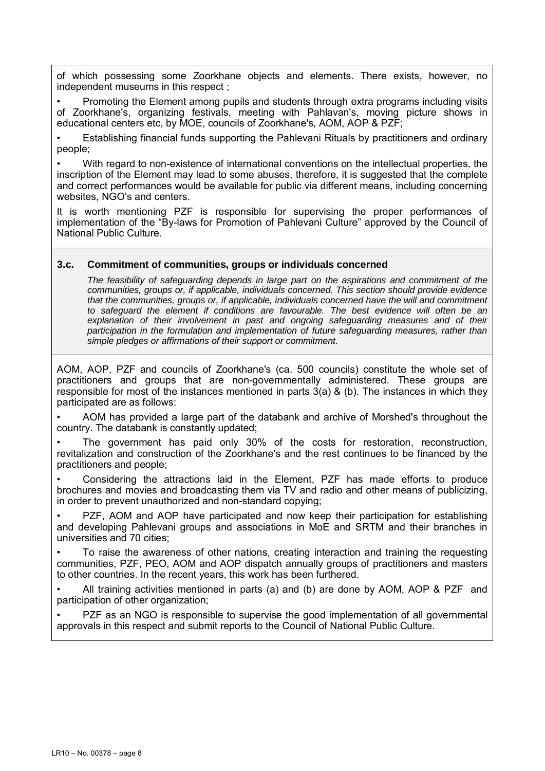of which possessing some Zoorkhane objects and elements. There exists, however, no independent museums in this respect ;

- Promoting the Element among pupils and students through extra programs including visits of Zoorkhane's, organizing festivals, meeting with Pahlavan's, moving picture shows in educational centers etc, by MOE, councils of Zoorkhane's, AOM, AOP & PZF;
- Establishing financial funds supporting the Pahlevani Rituals by practitioners and ordinary people;
- With regard to non-existence of international conventions on the intellectual properties, the inscription of the Element may lead to some abuses, therefore, it is suggested that the complete and correct performances would be available for public via different means, including concerning websites, NGO's and centers.

It is worth mentioning PZF is responsible for supervising the proper performances of implementation of the "By-laws for Promotion of Pahlevani Culture" approved by the Council of National Public Culture.

### 3.c. Commitment of communities, groups or individuals concerned

*The feasibility of safeguarding depends in large part on the aspirations and commitment of the communities, groups or, if applicable, individuals concerned. This section should provide evidence that the communities, groups or, if applicable, individuals concerned have the will and commitment to safeguard the element if conditions are favourable. The best evidence will often be an explanation of their involvement in past and ongoing safeguarding measures and of their participation in the formulation and implementation of future safeguarding measures, rather than simple pledges or affirmations of their support or commitment.*

AOM, AOP, PZF and councils of Zoorkhane's (ca. 500 councils) constitute the whole set of practitioners and groups that are non-governmentally administered. These groups are responsible for most of the instances mentioned in parts 3(a) & (b). The instances in which they participated are as follows:

- AOM has provided a large part of the databank and archive of Morshed's throughout the country. The databank is constantly updated;
- The government has paid only 30% of the costs for restoration, reconstruction, revitalization and construction of the Zoorkhane's and the rest continues to be financed by the practitioners and people;
- Considering the attractions laid in the Element, PZF has made efforts to produce brochures and movies and broadcasting them via TV and radio and other means of publicizing, in order to prevent unauthorized and non-standard copying;
- PZF, AOM and AOP have participated and now keep their participation for establishing and developing Pahlevani groups and associations in MoE and SRTM and their branches in universities and 70 cities;
- To raise the awareness of other nations, creating interaction and training the requesting communities, PZF, PEO, AOM and AOP dispatch annually groups of practitioners and masters to other countries. In the recent years, this work has been furthered.
- All training activities mentioned in parts (a) and (b) are done by AOM, AOP & PZF and participation of other organization;
- PZF as an NGO is responsible to supervise the good implementation of all governmental approvals in this respect and submit reports to the Council of National Public Culture.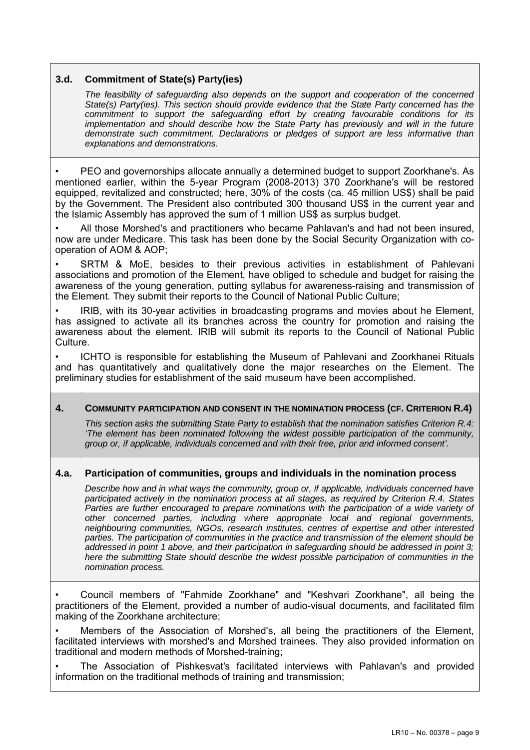### 3.d. Commitment of State(s) Party(ies)

*The feasibility of safeguarding also depends on the support and cooperation of the concerned State(s) Party(ies). This section should provide evidence that the State Party concerned has the commitment to support the safeguarding effort by creating favourable conditions for its implementation and should describe how the State Party has previously and will in the future demonstrate such commitment. Declarations or pledges of support are less informative than explanations and demonstrations.*

- PEO and governorships allocate annually a determined budget to support Zoorkhane's. As mentioned earlier, within the 5-year Program (2008-2013) 370 Zoorkhane's will be restored equipped, revitalized and constructed; here, 30% of the costs (ca. 45 million US$) shall be paid by the Government. The President also contributed 300 thousand US$ in the current year and the Islamic Assembly has approved the sum of 1 million US$ as surplus budget.
- All those Morshed's and practitioners who became Pahlavan's and had not been insured, now are under Medicare. This task has been done by the Social Security Organization with co-operation of AOM & AOP;
- SRTM & MoE, besides to their previous activities in establishment of Pahlevani associations and promotion of the Element, have obliged to schedule and budget for raising the awareness of the young generation, putting syllabus for awareness-raising and transmission of the Element. They submit their reports to the Council of National Public Culture;
- IRIB, with its 30-year activities in broadcasting programs and movies about he Element, has assigned to activate all its branches across the country for promotion and raising the awareness about the element. IRIB will submit its reports to the Council of National Public Culture.
- ICHTO is responsible for establishing the Museum of Pahlevani and Zoorkhanei Rituals and has quantitatively and qualitatively done the major researches on the Element. The preliminary studies for establishment of the said museum have been accomplished.

## 4. COMMUNITY PARTICIPATION AND CONSENT IN THE NOMINATION PROCESS (CF. CRITERION R.4)

*This section asks the submitting State Party to establish that the nomination satisfies Criterion R.4: 'The element has been nominated following the widest possible participation of the community, group or, if applicable, individuals concerned and with their free, prior and informed consent'.*

### 4.a. Participation of communities, groups and individuals in the nomination process

*Describe how and in what ways the community, group or, if applicable, individuals concerned have participated actively in the nomination process at all stages, as required by Criterion R.4. States Parties are further encouraged to prepare nominations with the participation of a wide variety of other concerned parties, including where appropriate local and regional governments, neighbouring communities, NGOs, research institutes, centres of expertise and other interested parties. The participation of communities in the practice and transmission of the element should be addressed in point 1 above, and their participation in safeguarding should be addressed in point 3; here the submitting State should describe the widest possible participation of communities in the nomination process.*

- Council members of "Fahmide Zoorkhane" and "Keshvari Zoorkhane", all being the practitioners of the Element, provided a number of audio-visual documents, and facilitated film making of the Zoorkhane architecture;
- Members of the Association of Morshed's, all being the practitioners of the Element, facilitated interviews with morshed's and Morshed trainees. They also provided information on traditional and modern methods of Morshed-training;
- The Association of Pishkesvat's facilitated interviews with Pahlavan's and provided information on the traditional methods of training and transmission;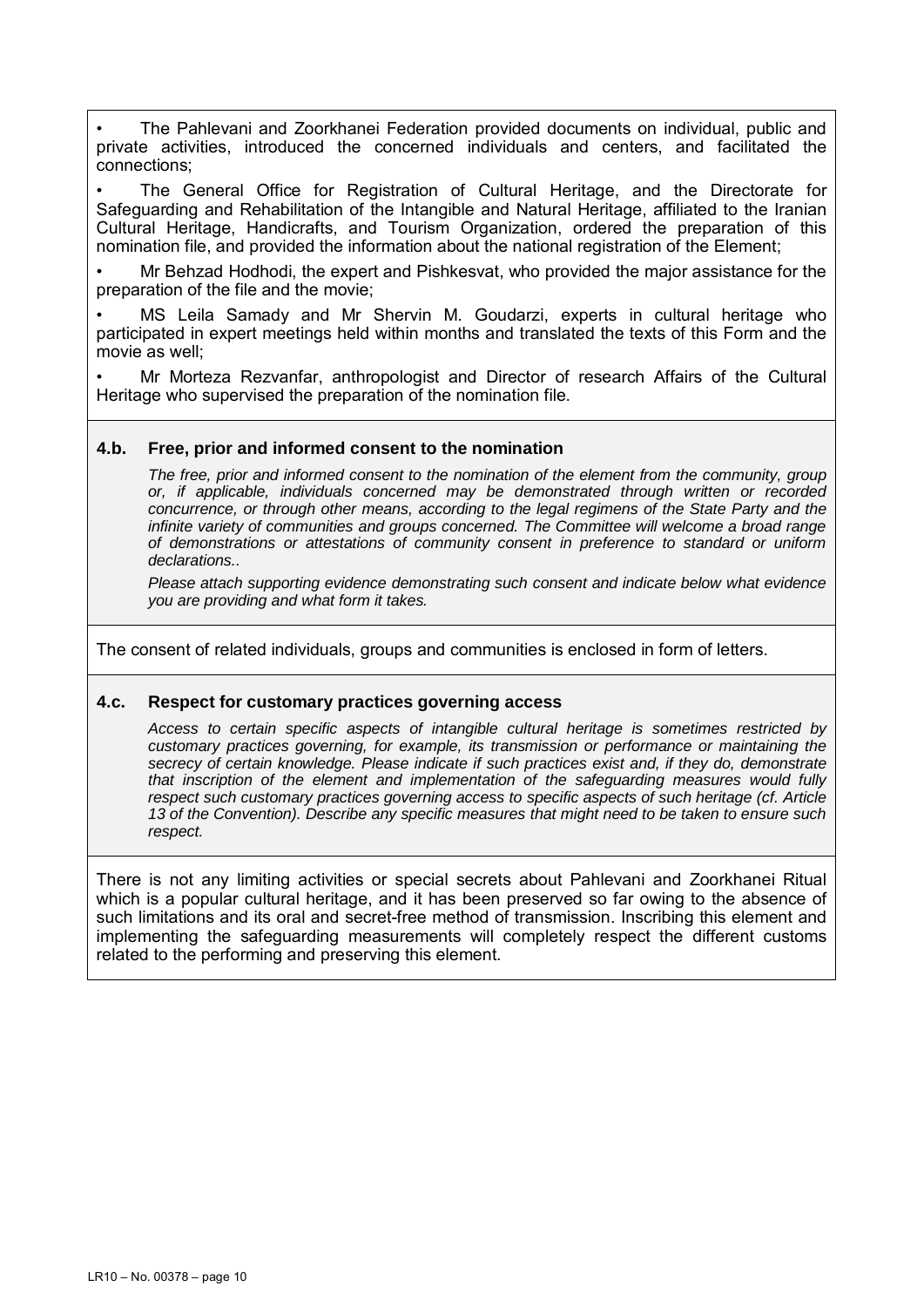- The Pahlevani and Zoorkhanei Federation provided documents on individual, public and private activities, introduced the concerned individuals and centers, and facilitated the connections;
- The General Office for Registration of Cultural Heritage, and the Directorate for Safeguarding and Rehabilitation of the Intangible and Natural Heritage, affiliated to the Iranian Cultural Heritage, Handicrafts, and Tourism Organization, ordered the preparation of this nomination file, and provided the information about the national registration of the Element;
- Mr Behzad Hodhodi, the expert and Pishkesvat, who provided the major assistance for the preparation of the file and the movie;
- MS Leila Samady and Mr Shervin M. Goudarzi, experts in cultural heritage who participated in expert meetings held within months and translated the texts of this Form and the movie as well;
- Mr Morteza Rezvanfar, anthropologist and Director of research Affairs of the Cultural Heritage who supervised the preparation of the nomination file.

### 4.b. Free, prior and informed consent to the nomination

*The free, prior and informed consent to the nomination of the element from the community, group or, if applicable, individuals concerned may be demonstrated through written or recorded concurrence, or through other means, according to the legal regimens of the State Party and the infinite variety of communities and groups concerned. The Committee will welcome a broad range of demonstrations or attestations of community consent in preference to standard or uniform declarations..*

*Please attach supporting evidence demonstrating such consent and indicate below what evidence you are providing and what form it takes.*

The consent of related individuals, groups and communities is enclosed in form of letters.

### 4.c. Respect for customary practices governing access

*Access to certain specific aspects of intangible cultural heritage is sometimes restricted by customary practices governing, for example, its transmission or performance or maintaining the secrecy of certain knowledge. Please indicate if such practices exist and, if they do, demonstrate that inscription of the element and implementation of the safeguarding measures would fully respect such customary practices governing access to specific aspects of such heritage (cf. Article 13 of the Convention). Describe any specific measures that might need to be taken to ensure such respect.*

There is not any limiting activities or special secrets about Pahlevani and Zoorkhanei Ritual which is a popular cultural heritage, and it has been preserved so far owing to the absence of such limitations and its oral and secret-free method of transmission. Inscribing this element and implementing the safeguarding measurements will completely respect the different customs related to the performing and preserving this element.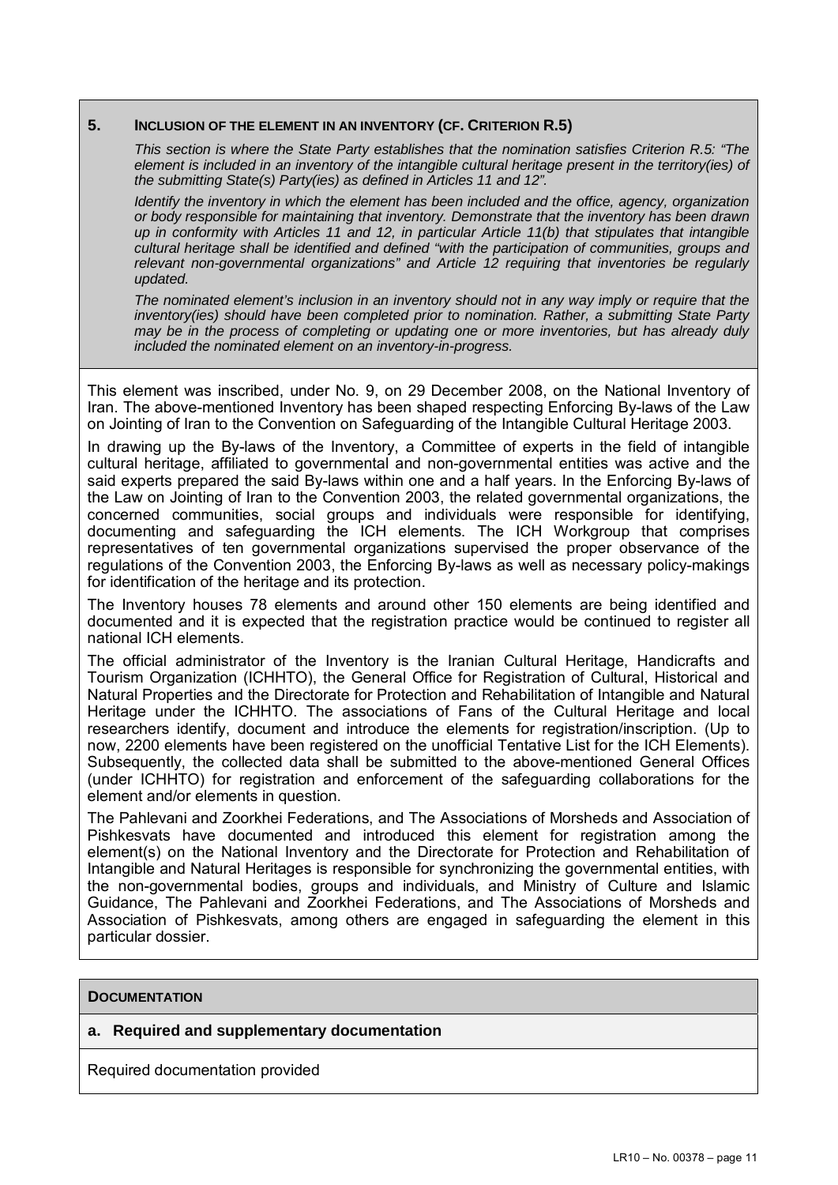## 5. Inclusion of the element in an inventory (cf. Criterion R.5)

*This section is where the State Party establishes that the nomination satisfies Criterion R.5: "The element is included in an inventory of the intangible cultural heritage present in the territory(ies) of the submitting State(s) Party(ies) as defined in Articles 11 and 12".*

*Identify the inventory in which the element has been included and the office, agency, organization or body responsible for maintaining that inventory. Demonstrate that the inventory has been drawn up in conformity with Articles 11 and 12, in particular Article 11(b) that stipulates that intangible cultural heritage shall be identified and defined "with the participation of communities, groups and relevant non-governmental organizations" and Article 12 requiring that inventories be regularly updated.*

*The nominated element's inclusion in an inventory should not in any way imply or require that the inventory(ies) should have been completed prior to nomination. Rather, a submitting State Party may be in the process of completing or updating one or more inventories, but has already duly included the nominated element on an inventory-in-progress.*

This element was inscribed, under No. 9, on 29 December 2008, on the National Inventory of Iran. The above-mentioned Inventory has been shaped respecting Enforcing By-laws of the Law on Jointing of Iran to the Convention on Safeguarding of the Intangible Cultural Heritage 2003.

In drawing up the By-laws of the Inventory, a Committee of experts in the field of intangible cultural heritage, affiliated to governmental and non-governmental entities was active and the said experts prepared the said By-laws within one and a half years. In the Enforcing By-laws of the Law on Jointing of Iran to the Convention 2003, the related governmental organizations, the concerned communities, social groups and individuals were responsible for identifying, documenting and safeguarding the ICH elements. The ICH Workgroup that comprises representatives of ten governmental organizations supervised the proper observance of the regulations of the Convention 2003, the Enforcing By-laws as well as necessary policy-makings for identification of the heritage and its protection.

The Inventory houses 78 elements and around other 150 elements are being identified and documented and it is expected that the registration practice would be continued to register all national ICH elements.

The official administrator of the Inventory is the Iranian Cultural Heritage, Handicrafts and Tourism Organization (ICHHTO), the General Office for Registration of Cultural, Historical and Natural Properties and the Directorate for Protection and Rehabilitation of Intangible and Natural Heritage under the ICHHTO. The associations of Fans of the Cultural Heritage and local researchers identify, document and introduce the elements for registration/inscription. (Up to now, 2200 elements have been registered on the unofficial Tentative List for the ICH Elements). Subsequently, the collected data shall be submitted to the above-mentioned General Offices (under ICHHTO) for registration and enforcement of the safeguarding collaborations for the element and/or elements in question.

The Pahlevani and Zoorkhei Federations, and The Associations of Morsheds and Association of Pishkesvats have documented and introduced this element for registration among the element(s) on the National Inventory and the Directorate for Protection and Rehabilitation of Intangible and Natural Heritages is responsible for synchronizing the governmental entities, with the non-governmental bodies, groups and individuals, and Ministry of Culture and Islamic Guidance, The Pahlevani and Zoorkhei Federations, and The Associations of Morsheds and Association of Pishkesvats, among others are engaged in safeguarding the element in this particular dossier.

## Documentation

### a. Required and supplementary documentation

Required documentation provided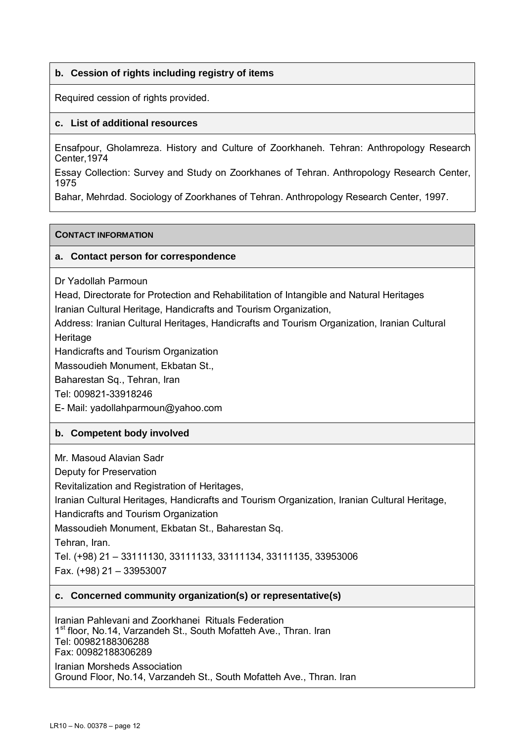### b. Cession of rights including registry of items

Required cession of rights provided.

### c. List of additional resources

Ensafpour, Gholamreza. History and Culture of Zoorkhaneh. Tehran: Anthropology Research Center,1974

Essay Collection: Survey and Study on Zoorkhanes of Tehran. Anthropology Research Center, 1975

Bahar, Mehrdad. Sociology of Zoorkhanes of Tehran. Anthropology Research Center, 1997.

## CONTACT INFORMATION

### a. Contact person for correspondence

Dr Yadollah Parmoun

Head, Directorate for Protection and Rehabilitation of Intangible and Natural Heritages

Iranian Cultural Heritage, Handicrafts and Tourism Organization,

Address: Iranian Cultural Heritages, Handicrafts and Tourism Organization, Iranian Cultural Heritage

Handicrafts and Tourism Organization

Massoudieh Monument, Ekbatan St.,

Baharestan Sq., Tehran, Iran

Tel: 009821-33918246

E- Mail: yadollahparmoun@yahoo.com

### b. Competent body involved

Mr. Masoud Alavian Sadr

Deputy for Preservation

Revitalization and Registration of Heritages,

Iranian Cultural Heritages, Handicrafts and Tourism Organization, Iranian Cultural Heritage,

Handicrafts and Tourism Organization

Massoudieh Monument, Ekbatan St., Baharestan Sq.

Tehran, Iran.

Tel. (+98) 21 – 33111130, 33111133, 33111134, 33111135, 33953006

Fax. (+98) 21 – 33953007

### c. Concerned community organization(s) or representative(s)

Iranian Pahlevani and Zoorkhanei Rituals Federation
1st floor, No.14, Varzandeh St., South Mofatteh Ave., Thran. Iran
Tel: 00982188306288
Fax: 00982188306289

Iranian Morsheds Association
Ground Floor, No.14, Varzandeh St., South Mofatteh Ave., Thran. Iran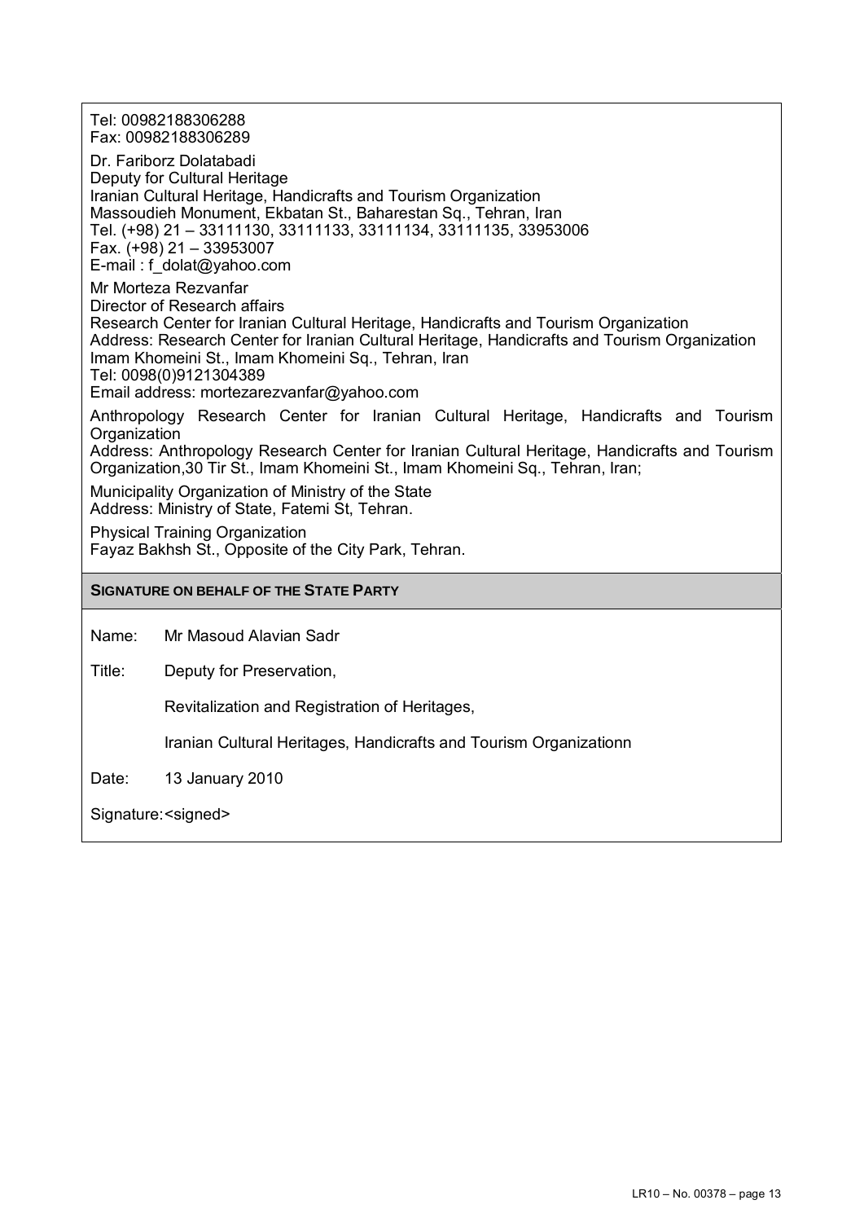Tel: 00982188306288
Fax: 00982188306289

Dr. Fariborz Dolatabadi
Deputy for Cultural Heritage
Iranian Cultural Heritage, Handicrafts and Tourism Organization
Massoudieh Monument, Ekbatan St., Baharestan Sq., Tehran, Iran
Tel. (+98) 21 – 33111130, 33111133, 33111134, 33111135, 33953006
Fax. (+98) 21 – 33953007
E-mail : f_dolat@yahoo.com

Mr Morteza Rezvanfar
Director of Research affairs
Research Center for Iranian Cultural Heritage, Handicrafts and Tourism Organization
Address: Research Center for Iranian Cultural Heritage, Handicrafts and Tourism Organization
Imam Khomeini St., Imam Khomeini Sq., Tehran, Iran
Tel: 0098(0)9121304389
Email address: mortezarezvanfar@yahoo.com

Anthropology Research Center for Iranian Cultural Heritage, Handicrafts and Tourism Organization
Address: Anthropology Research Center for Iranian Cultural Heritage, Handicrafts and Tourism Organization,30 Tir St., Imam Khomeini St., Imam Khomeini Sq., Tehran, Iran;

Municipality Organization of Ministry of the State
Address: Ministry of State, Fatemi St, Tehran.

Physical Training Organization
Fayaz Bakhsh St., Opposite of the City Park, Tehran.

## SIGNATURE ON BEHALF OF THE STATE PARTY

Name: Mr Masoud Alavian Sadr

Title: Deputy for Preservation,

Revitalization and Registration of Heritages,

Iranian Cultural Heritages, Handicrafts and Tourism Organizationn

Date: 13 January 2010

Signature:<signed>